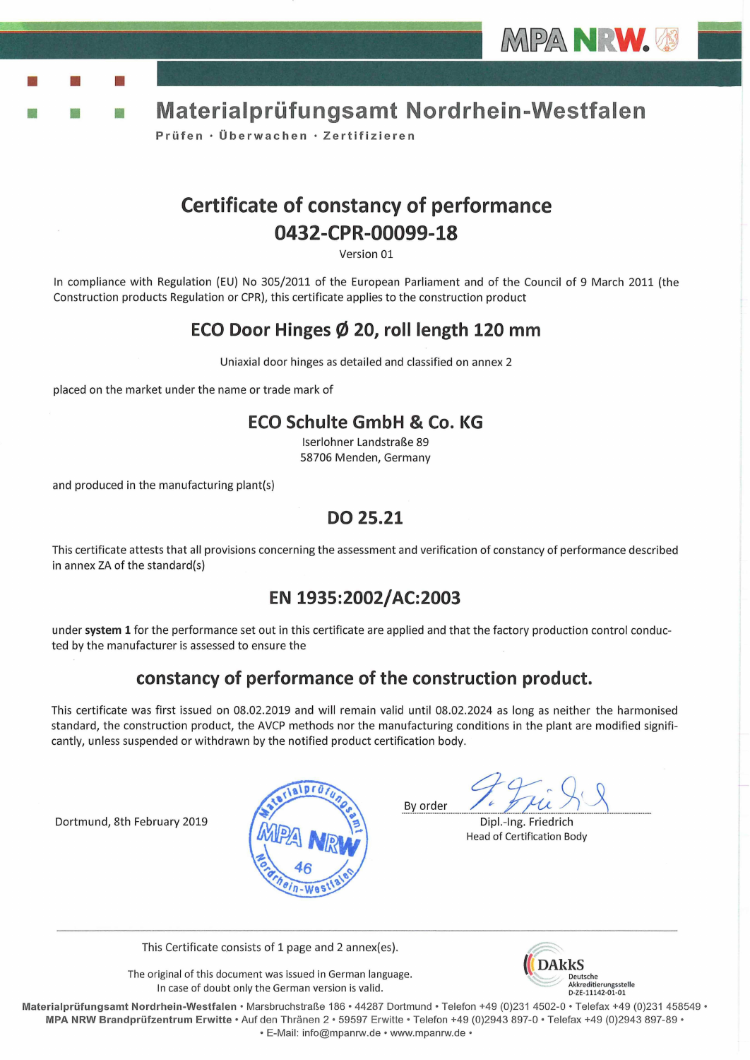MPA NRW.

# Materialprüfungsamt Nordrhein-Westfalen

Prüfen · Überwachen · Zertifizieren

## Certificate of constancy of performance
## 0432-CPR-00099-18

Version 01

In compliance with Regulation (EU) No 305/2011 of the European Parliament and of the Council of 9 March 2011 (the Construction products Regulation or CPR), this certificate applies to the construction product

## ECO Door Hinges Ø 20, roll length 120 mm

Uniaxial door hinges as detailed and classified on annex 2

placed on the market under the name or trade mark of

## ECO Schulte GmbH & Co. KG

Iserlohner Landstraße 89
58706 Menden, Germany

and produced in the manufacturing plant(s)

## DO 25.21

This certificate attests that all provisions concerning the assessment and verification of constancy of performance described in annex ZA of the standard(s)

## EN 1935:2002/AC:2003

under **system 1** for the performance set out in this certificate are applied and that the factory production control conducted by the manufacturer is assessed to ensure the

## constancy of performance of the construction product.

This certificate was first issued on 08.02.2019 and will remain valid until 08.02.2024 as long as neither the harmonised standard, the construction product, the AVCP methods nor the manufacturing conditions in the plant are modified significantly, unless suspended or withdrawn by the notified product certification body.

Dortmund, 8th February 2019

Materialprüfungsamt MPA NRW 46 Nordrhein-Westfalen

By order

Dipl.-Ing. Friedrich
Head of Certification Body

This Certificate consists of 1 page and 2 annex(es).

The original of this document was issued in German language.
In case of doubt only the German version is valid.

DAkkS Deutsche Akkreditierungsstelle D-ZE-11142-01-01

**Materialprüfungsamt Nordrhein-Westfalen** • Marsbruchstraße 186 • 44287 Dortmund • Telefon +49 (0)231 4502-0 • Telefax +49 (0)231 458549 •
**MPA NRW Brandprüfzentrum Erwitte** • Auf den Thränen 2 • 59597 Erwitte • Telefon +49 (0)2943 897-0 • Telefax +49 (0)2943 897-89 •
• E-Mail: info@mpanrw.de • www.mpanrw.de •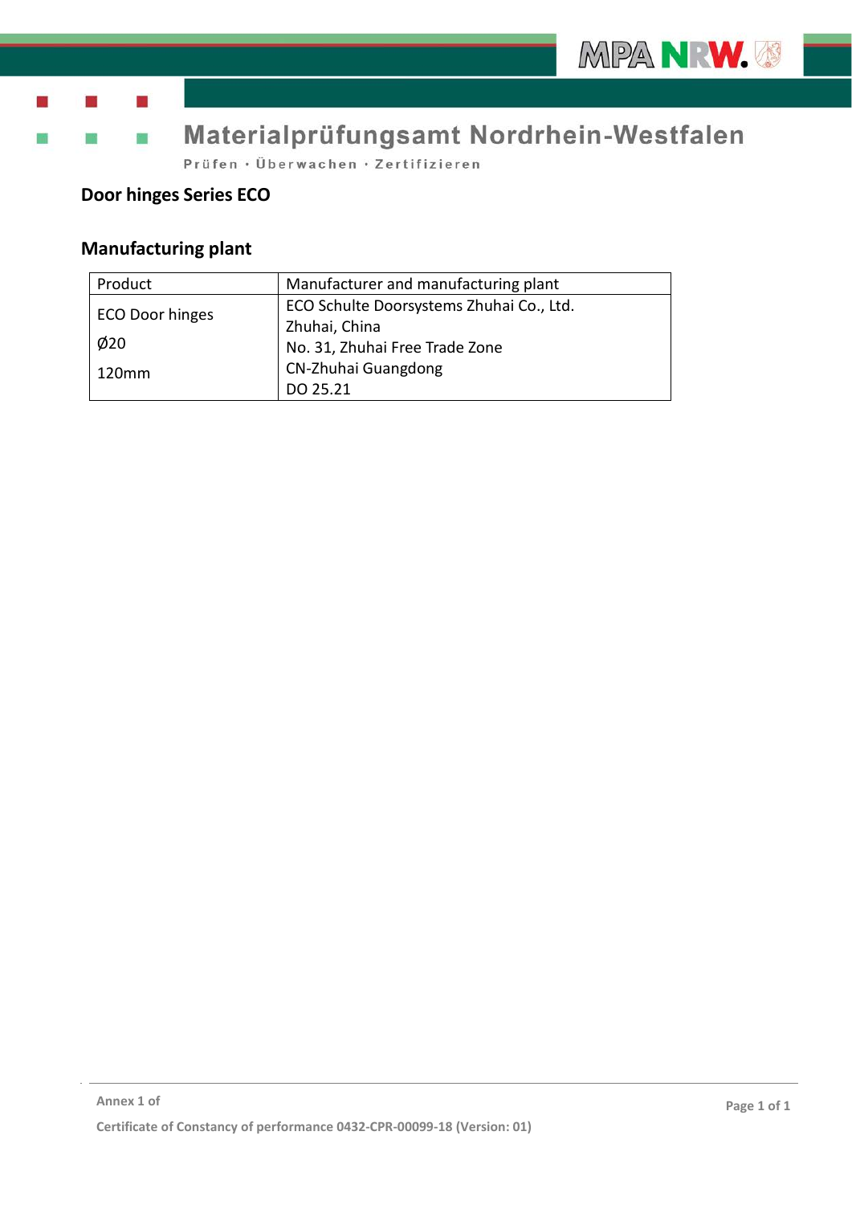Materialprüfungsamt Nordrhein-Westfalen

Prüfen · Überwachen · Zertifizieren

## Door hinges Series ECO

## Manufacturing plant

| Product | Manufacturer and manufacturing plant |
|---|---|
| ECO Door hinges<br>Ø20<br>120mm | ECO Schulte Doorsystems Zhuhai Co., Ltd.<br>Zhuhai, China<br>No. 31, Zhuhai Free Trade Zone<br>CN-Zhuhai Guangdong<br>DO 25.21 |

Annex 1 of

Certificate of Constancy of performance 0432-CPR-00099-18 (Version: 01)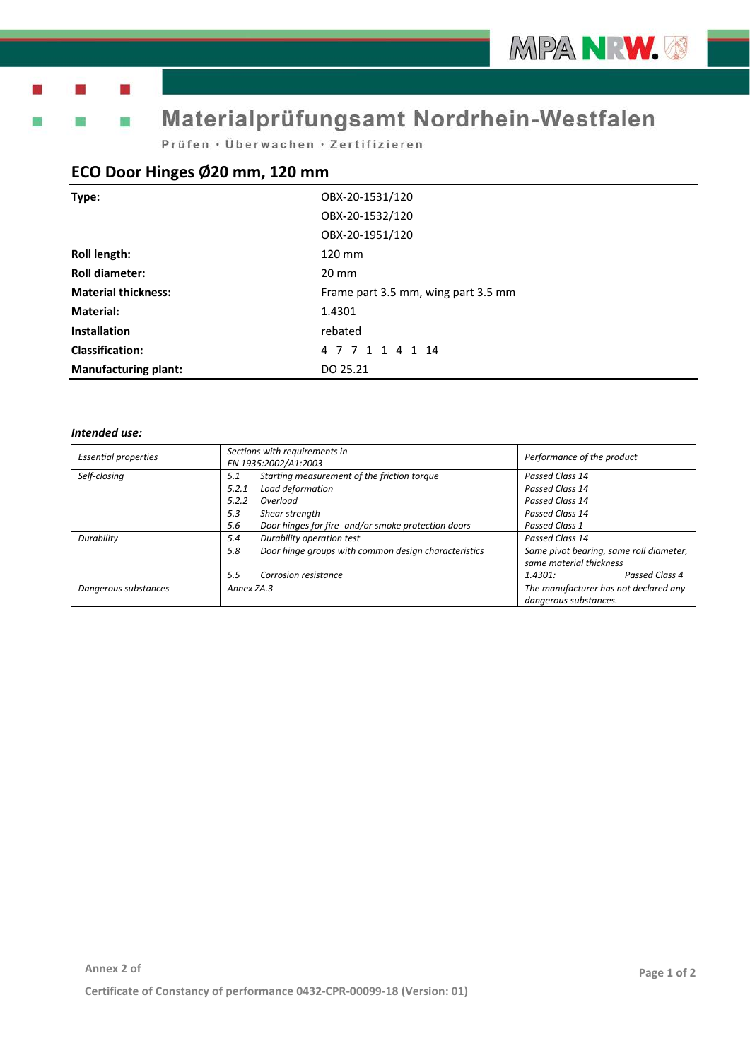Materialprüfungsamt Nordrhein-Westfalen

Prüfen · Überwachen · Zertifizieren

## ECO Door Hinges Ø20 mm, 120 mm

| | |
|---|---|
| **Type:** | OBX-20-1531/120 |
| | OBX-20-1532/120 |
| | OBX-20-1951/120 |
| **Roll length:** | 120 mm |
| **Roll diameter:** | 20 mm |
| **Material thickness:** | Frame part 3.5 mm, wing part 3.5 mm |
| **Material:** | 1.4301 |
| **Installation** | rebated |
| **Classification:** | 4 7 7 1 1 4 1 14 |
| **Manufacturing plant:** | DO 25.21 |

***Intended use:***

| *Essential properties* | *Sections with requirements in EN 1935:2002/A1:2003* | | *Performance of the product* |
|---|---|---|---|
| *Self-closing* | *5.1* | *Starting measurement of the friction torque* | *Passed Class 14* |
| | *5.2.1* | *Load deformation* | *Passed Class 14* |
| | *5.2.2* | *Overload* | *Passed Class 14* |
| | *5.3* | *Shear strength* | *Passed Class 14* |
| | *5.6* | *Door hinges for fire- and/or smoke protection doors* | *Passed Class 1* |
| *Durability* | *5.4* | *Durability operation test* | *Passed Class 14* |
| | *5.8* | *Door hinge groups with common design characteristics* | *Same pivot bearing, same roll diameter, same material thickness* |
| | *5.5* | *Corrosion resistance* | *1.4301: Passed Class 4* |
| *Dangerous substances* | *Annex ZA.3* | | *The manufacturer has not declared any dangerous substances.* |

Annex 2 of

Certificate of Constancy of performance 0432-CPR-00099-18 (Version: 01)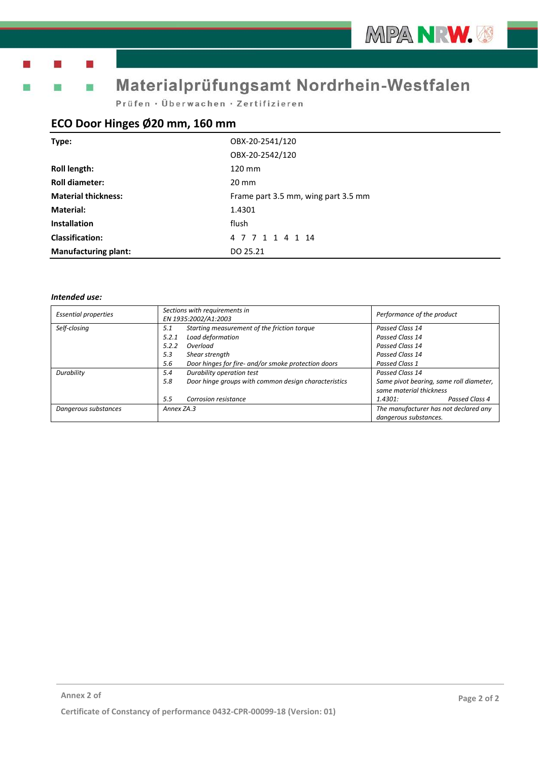# Materialprüfungsamt Nordrhein-Westfalen

Prüfen · Überwachen · Zertifizieren

## ECO Door Hinges Ø20 mm, 160 mm

| | |
|---|---|
| **Type:** | OBX-20-2541/120 |
| | OBX-20-2542/120 |
| **Roll length:** | 120 mm |
| **Roll diameter:** | 20 mm |
| **Material thickness:** | Frame part 3.5 mm, wing part 3.5 mm |
| **Material:** | 1.4301 |
| **Installation** | flush |
| **Classification:** | 4 7 7 1 1 4 1 14 |
| **Manufacturing plant:** | DO 25.21 |

***Intended use:***

| *Essential properties* | *Sections with requirements in EN 1935:2002/A1:2003* | *Performance of the product* |
|---|---|---|
| *Self-closing* | *5.1 Starting measurement of the friction torque* | *Passed Class 14* |
| | *5.2.1 Load deformation* | *Passed Class 14* |
| | *5.2.2 Overload* | *Passed Class 14* |
| | *5.3 Shear strength* | *Passed Class 14* |
| | *5.6 Door hinges for fire- and/or smoke protection doors* | *Passed Class 1* |
| *Durability* | *5.4 Durability operation test* | *Passed Class 14* |
| | *5.8 Door hinge groups with common design characteristics* | *Same pivot bearing, same roll diameter, same material thickness* |
| | *5.5 Corrosion resistance* | *1.4301: Passed Class 4* |
| *Dangerous substances* | *Annex ZA.3* | *The manufacturer has not declared any dangerous substances.* |

Annex 2 of

Certificate of Constancy of performance 0432-CPR-00099-18 (Version: 01)